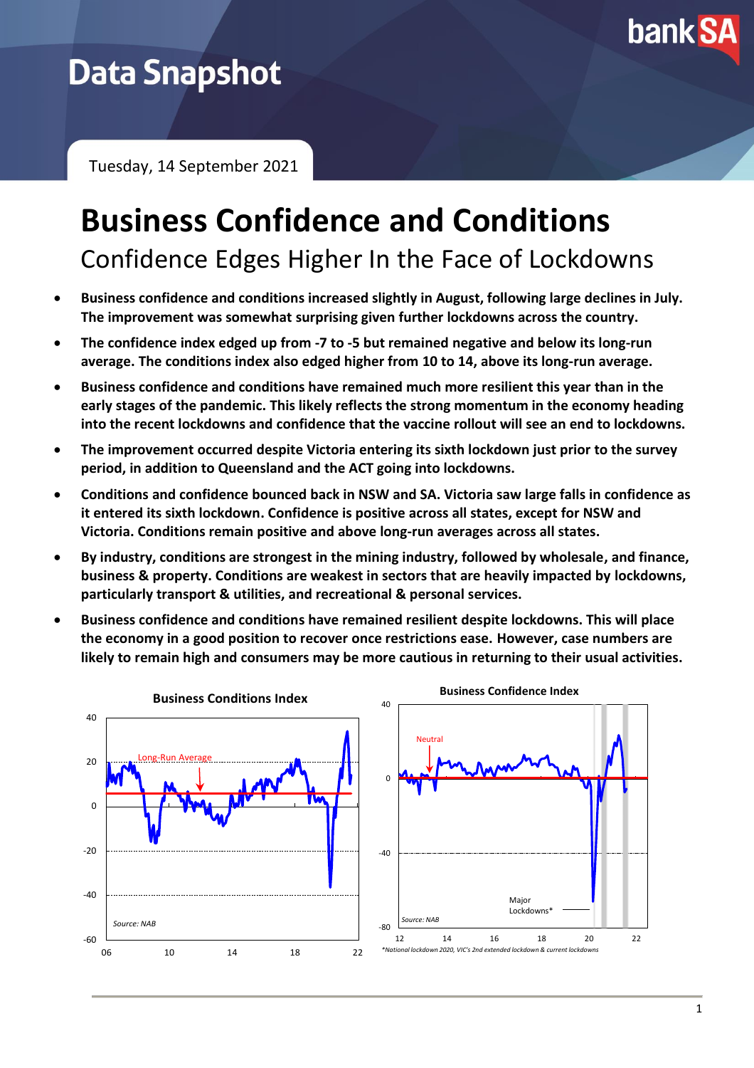Data Snapshot

Tuesday, 14 September 2021

# Business Confidence and Conditions

## Confidence Edges Higher In the Face of Lockdowns

- **Business confidence and conditions increased slightly in August, following large declines in July. The improvement was somewhat surprising given further lockdowns across the country.**
- **The confidence index edged up from -7 to -5 but remained negative and below its long-run average. The conditions index also edged higher from 10 to 14, above its long-run average.**
- **Business confidence and conditions have remained much more resilient this year than in the early stages of the pandemic. This likely reflects the strong momentum in the economy heading into the recent lockdowns and confidence that the vaccine rollout will see an end to lockdowns.**
- **The improvement occurred despite Victoria entering its sixth lockdown just prior to the survey period, in addition to Queensland and the ACT going into lockdowns.**
- **Conditions and confidence bounced back in NSW and SA. Victoria saw large falls in confidence as it entered its sixth lockdown. Confidence is positive across all states, except for NSW and Victoria. Conditions remain positive and above long-run averages across all states.**
- **By industry, conditions are strongest in the mining industry, followed by wholesale, and finance, business & property. Conditions are weakest in sectors that are heavily impacted by lockdowns, particularly transport & utilities, and recreational & personal services.**
- **Business confidence and conditions have remained resilient despite lockdowns. This will place the economy in a good position to recover once restrictions ease. However, case numbers are likely to remain high and consumers may be more cautious in returning to their usual activities.**

**Business Conditions Index**

Source: NAB

**Business Confidence Index**

Source: NAB

*National lockdown 2020, VIC's 2nd extended lockdown & current lockdowns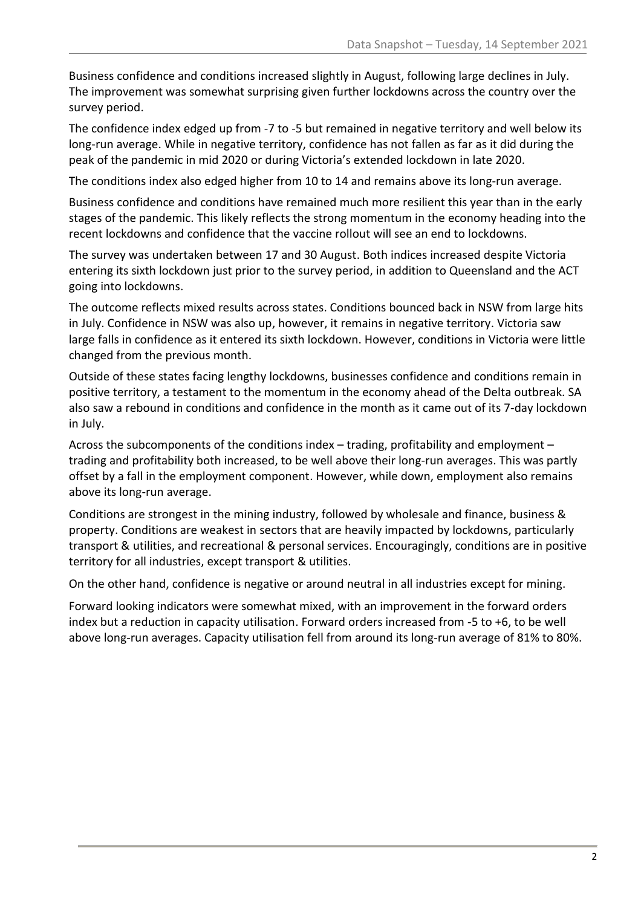Business confidence and conditions increased slightly in August, following large declines in July. The improvement was somewhat surprising given further lockdowns across the country over the survey period.

The confidence index edged up from -7 to -5 but remained in negative territory and well below its long-run average. While in negative territory, confidence has not fallen as far as it did during the peak of the pandemic in mid 2020 or during Victoria's extended lockdown in late 2020.

The conditions index also edged higher from 10 to 14 and remains above its long-run average.

Business confidence and conditions have remained much more resilient this year than in the early stages of the pandemic. This likely reflects the strong momentum in the economy heading into the recent lockdowns and confidence that the vaccine rollout will see an end to lockdowns.

The survey was undertaken between 17 and 30 August. Both indices increased despite Victoria entering its sixth lockdown just prior to the survey period, in addition to Queensland and the ACT going into lockdowns.

The outcome reflects mixed results across states. Conditions bounced back in NSW from large hits in July. Confidence in NSW was also up, however, it remains in negative territory. Victoria saw large falls in confidence as it entered its sixth lockdown. However, conditions in Victoria were little changed from the previous month.

Outside of these states facing lengthy lockdowns, businesses confidence and conditions remain in positive territory, a testament to the momentum in the economy ahead of the Delta outbreak. SA also saw a rebound in conditions and confidence in the month as it came out of its 7-day lockdown in July.

Across the subcomponents of the conditions index – trading, profitability and employment – trading and profitability both increased, to be well above their long-run averages. This was partly offset by a fall in the employment component. However, while down, employment also remains above its long-run average.

Conditions are strongest in the mining industry, followed by wholesale and finance, business & property. Conditions are weakest in sectors that are heavily impacted by lockdowns, particularly transport & utilities, and recreational & personal services. Encouragingly, conditions are in positive territory for all industries, except transport & utilities.

On the other hand, confidence is negative or around neutral in all industries except for mining.

Forward looking indicators were somewhat mixed, with an improvement in the forward orders index but a reduction in capacity utilisation. Forward orders increased from -5 to +6, to be well above long-run averages. Capacity utilisation fell from around its long-run average of 81% to 80%.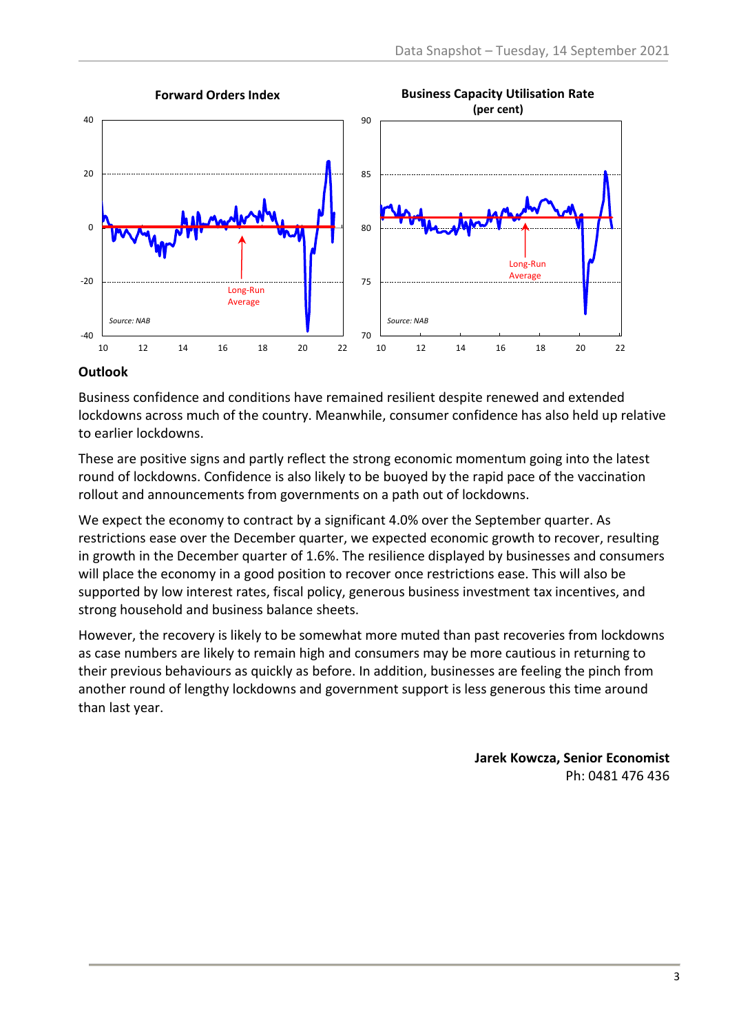**Forward Orders Index**

**Business Capacity Utilisation Rate (per cent)**

## Outlook

Business confidence and conditions have remained resilient despite renewed and extended lockdowns across much of the country. Meanwhile, consumer confidence has also held up relative to earlier lockdowns.

These are positive signs and partly reflect the strong economic momentum going into the latest round of lockdowns. Confidence is also likely to be buoyed by the rapid pace of the vaccination rollout and announcements from governments on a path out of lockdowns.

We expect the economy to contract by a significant 4.0% over the September quarter. As restrictions ease over the December quarter, we expected economic growth to recover, resulting in growth in the December quarter of 1.6%. The resilience displayed by businesses and consumers will place the economy in a good position to recover once restrictions ease. This will also be supported by low interest rates, fiscal policy, generous business investment tax incentives, and strong household and business balance sheets.

However, the recovery is likely to be somewhat more muted than past recoveries from lockdowns as case numbers are likely to remain high and consumers may be more cautious in returning to their previous behaviours as quickly as before. In addition, businesses are feeling the pinch from another round of lengthy lockdowns and government support is less generous this time around than last year.

**Jarek Kowcza, Senior Economist**
Ph: 0481 476 436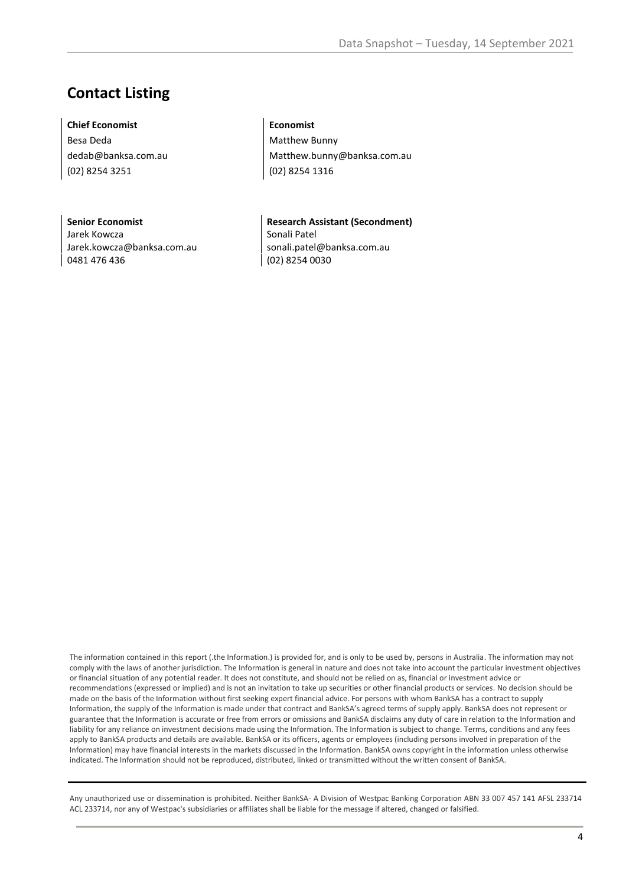## Contact Listing

**Chief Economist**
Besa Deda
dedab@banksa.com.au
(02) 8254 3251

**Economist**
Matthew Bunny
Matthew.bunny@banksa.com.au
(02) 8254 1316

**Senior Economist**
Jarek Kowcza
Jarek.kowcza@banksa.com.au
0481 476 436

**Research Assistant (Secondment)**
Sonali Patel
sonali.patel@banksa.com.au
(02) 8254 0030

The information contained in this report (.the Information.) is provided for, and is only to be used by, persons in Australia. The information may not comply with the laws of another jurisdiction. The Information is general in nature and does not take into account the particular investment objectives or financial situation of any potential reader. It does not constitute, and should not be relied on as, financial or investment advice or recommendations (expressed or implied) and is not an invitation to take up securities or other financial products or services. No decision should be made on the basis of the Information without first seeking expert financial advice. For persons with whom BankSA has a contract to supply Information, the supply of the Information is made under that contract and BankSA's agreed terms of supply apply. BankSA does not represent or guarantee that the Information is accurate or free from errors or omissions and BankSA disclaims any duty of care in relation to the Information and liability for any reliance on investment decisions made using the Information. The Information is subject to change. Terms, conditions and any fees apply to BankSA products and details are available. BankSA or its officers, agents or employees (including persons involved in preparation of the Information) may have financial interests in the markets discussed in the Information. BankSA owns copyright in the information unless otherwise indicated. The Information should not be reproduced, distributed, linked or transmitted without the written consent of BankSA.

Any unauthorized use or dissemination is prohibited. Neither BankSA- A Division of Westpac Banking Corporation ABN 33 007 457 141 AFSL 233714 ACL 233714, nor any of Westpac's subsidiaries or affiliates shall be liable for the message if altered, changed or falsified.